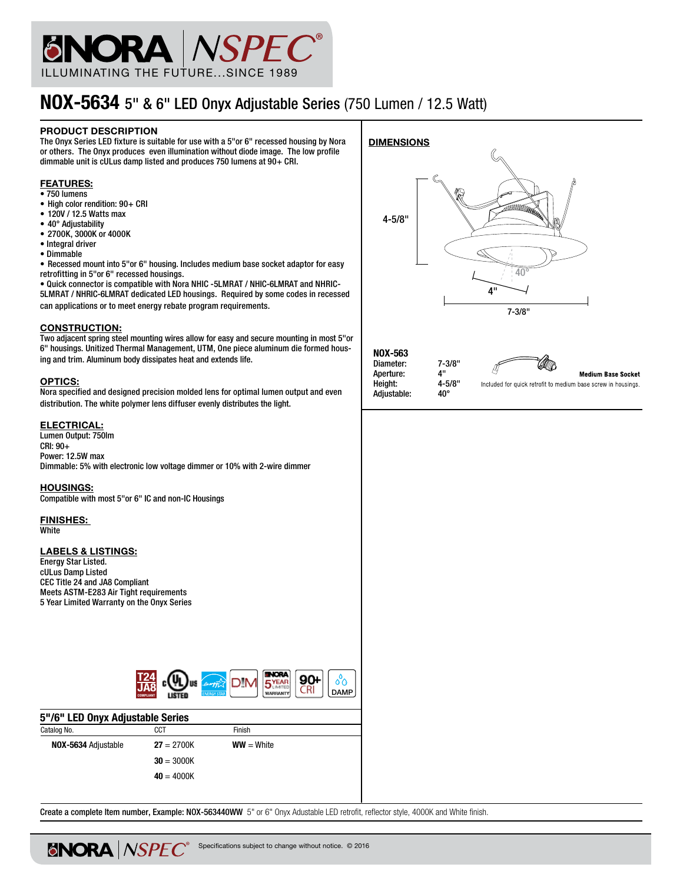# NOX-5634 5" & 6" LED Onyx Adjustable Series (750 Lumen / 12.5 Watt)

## PRODUCT DESCRIPTION

The Onyx Series LED fixture is suitable for use with a 5"or 6" recessed housing by Nora or others. The Onyx produces even illumination without diode image. The low profile dimmable unit is cULus damp listed and produces 750 lumens at 90+ CRI.

## FEATURES:

- 750 lumens
- High color rendition: 90+ CRI
- 120V / 12.5 Watts max
- 40° Adjustability
- 2700K, 3000K or 4000K
- Integral driver
- Dimmable
- Recessed mount into 5"or 6" housing. Includes medium base socket adaptor for easy retrofitting in 5"or 6" recessed housings.
- Quick connector is compatible with Nora NHIC -5LMRAT / NHIC-6LMRAT and NHRIC-5LMRAT / NHRIC-6LMRAT dedicated LED housings. Required by some codes in recessed can applications or to meet energy rebate program requirements.

## CONSTRUCTION:

Two adjacent spring steel mounting wires allow for easy and secure mounting in most 5"or 6" housings. Unitized Thermal Management, UTM, One piece aluminum die formed housing and trim. Aluminum body dissipates heat and extends life.

## OPTICS:

Nora specified and designed precision molded lens for optimal lumen output and even distribution. The white polymer lens diffuser evenly distributes the light.

## ELECTRICAL:

Lumen Output: 750lm
CRI: 90+
Power: 12.5W max
Dimmable: 5% with electronic low voltage dimmer or 10% with 2-wire dimmer

## HOUSINGS:

Compatible with most 5"or 6" IC and non-IC Housings

## FINISHES:

White

## LABELS & LISTINGS:

Energy Star Listed.
cULus Damp Listed
CEC Title 24 and JA8 Compliant
Meets ASTM-E283 Air Tight requirements
5 Year Limited Warranty on the Onyx Series

## DIMENSIONS

4-5/8"
40°
4"
7-3/8"

**NOX-563**

| | |
|---|---|
| Diameter: | 7-3/8" |
| Aperture: | 4" |
| Height: | 4-5/8" |
| Adjustable: | 40° |

**Medium Base Socket**
Included for quick retrofit to medium base screw in housings.

## 5"/6" LED Onyx Adjustable Series

| Catalog No. | CCT | Finish |
|---|---|---|
| **NOX-5634** Adjustable | **27** = 2700K | **WW** = White |
| | **30** = 3000K | |
| | **40** = 4000K | |

**Create a complete Item number, Example: NOX-563440WW** 5" or 6" Onyx Adustable LED retrofit, reflector style, 4000K and White finish.

Specifications subject to change without notice. © 2016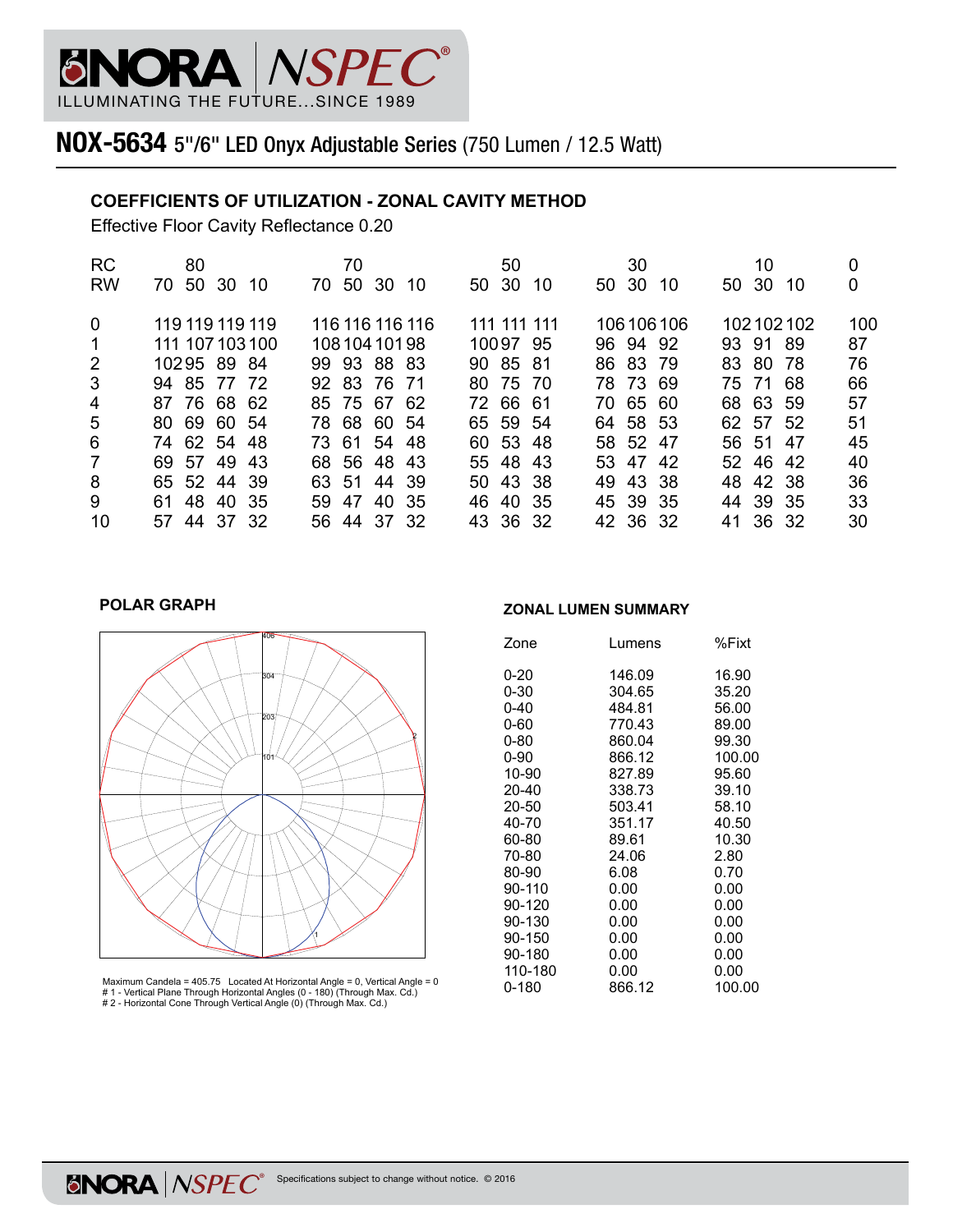# NOX-5634 5"/6" LED Onyx Adjustable Series (750 Lumen / 12.5 Watt)

### COEFFICIENTS OF UTILIZATION - ZONAL CAVITY METHOD

Effective Floor Cavity Reflectance 0.20

| RC | 80 | | | | 70 | | | | 50 | | | 30 | | | 10 | | | 0 |
|---|---|---|---|---|---|---|---|---|---|---|---|---|---|---|---|---|---|---|
| RW | 70 | 50 | 30 | 10 | 70 | 50 | 30 | 10 | 50 | 30 | 10 | 50 | 30 | 10 | 50 | 30 | 10 | 0 |
| 0 | 119 | 119 | 119 | 119 | 116 | 116 | 116 | 116 | 111 | 111 | 111 | 106 | 106 | 106 | 102 | 102 | 102 | 100 |
| 1 | 111 | 107 | 103 | 100 | 108 | 104 | 101 | 98 | 100 | 97 | 95 | 96 | 94 | 92 | 93 | 91 | 89 | 87 |
| 2 | 102 | 95 | 89 | 84 | 99 | 93 | 88 | 83 | 90 | 85 | 81 | 86 | 83 | 79 | 83 | 80 | 78 | 76 |
| 3 | 94 | 85 | 77 | 72 | 92 | 83 | 76 | 71 | 80 | 75 | 70 | 78 | 73 | 69 | 75 | 71 | 68 | 66 |
| 4 | 87 | 76 | 68 | 62 | 85 | 75 | 67 | 62 | 72 | 66 | 61 | 70 | 65 | 60 | 68 | 63 | 59 | 57 |
| 5 | 80 | 69 | 60 | 54 | 78 | 68 | 60 | 54 | 65 | 59 | 54 | 64 | 58 | 53 | 62 | 57 | 52 | 51 |
| 6 | 74 | 62 | 54 | 48 | 73 | 61 | 54 | 48 | 60 | 53 | 48 | 58 | 52 | 47 | 56 | 51 | 47 | 45 |
| 7 | 69 | 57 | 49 | 43 | 68 | 56 | 48 | 43 | 55 | 48 | 43 | 53 | 47 | 42 | 52 | 46 | 42 | 40 |
| 8 | 65 | 52 | 44 | 39 | 63 | 51 | 44 | 39 | 50 | 43 | 38 | 49 | 43 | 38 | 48 | 42 | 38 | 36 |
| 9 | 61 | 48 | 40 | 35 | 59 | 47 | 40 | 35 | 46 | 40 | 35 | 45 | 39 | 35 | 44 | 39 | 35 | 33 |
| 10 | 57 | 44 | 37 | 32 | 56 | 44 | 37 | 32 | 43 | 36 | 32 | 42 | 36 | 32 | 41 | 36 | 32 | 30 |

### POLAR GRAPH

406
304
203
101
2
1

Maximum Candela = 405.75 Located At Horizontal Angle = 0, Vertical Angle = 0
# 1 - Vertical Plane Through Horizontal Angles (0 - 180) (Through Max. Cd.)
# 2 - Horizontal Cone Through Vertical Angle (0) (Through Max. Cd.)

### ZONAL LUMEN SUMMARY

| Zone | Lumens | %Fixt |
|---|---|---|
| 0-20 | 146.09 | 16.90 |
| 0-30 | 304.65 | 35.20 |
| 0-40 | 484.81 | 56.00 |
| 0-60 | 770.43 | 89.00 |
| 0-80 | 860.04 | 99.30 |
| 0-90 | 866.12 | 100.00 |
| 10-90 | 827.89 | 95.60 |
| 20-40 | 338.73 | 39.10 |
| 20-50 | 503.41 | 58.10 |
| 40-70 | 351.17 | 40.50 |
| 60-80 | 89.61 | 10.30 |
| 70-80 | 24.06 | 2.80 |
| 80-90 | 6.08 | 0.70 |
| 90-110 | 0.00 | 0.00 |
| 90-120 | 0.00 | 0.00 |
| 90-130 | 0.00 | 0.00 |
| 90-150 | 0.00 | 0.00 |
| 90-180 | 0.00 | 0.00 |
| 110-180 | 0.00 | 0.00 |
| 0-180 | 866.12 | 100.00 |

Specifications subject to change without notice. © 2016